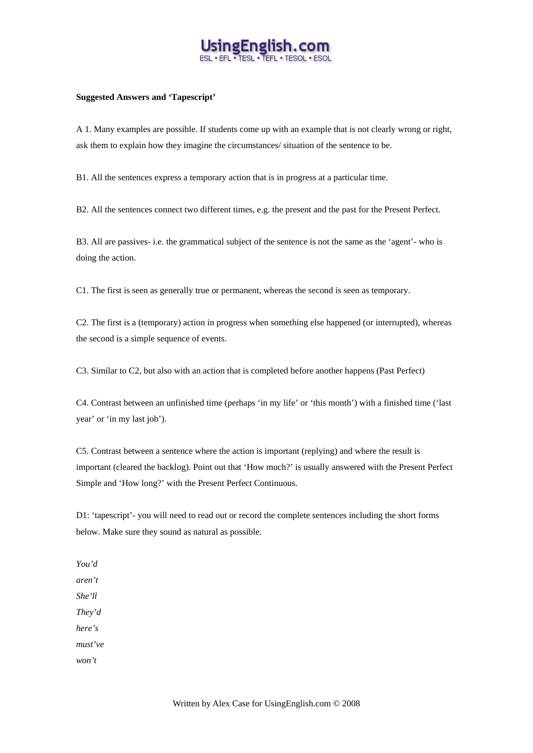**Suggested Answers and 'Tapescript'**

A 1. Many examples are possible. If students come up with an example that is not clearly wrong or right, ask them to explain how they imagine the circumstances/ situation of the sentence to be.

B1. All the sentences express a temporary action that is in progress at a particular time.

B2. All the sentences connect two different times, e.g. the present and the past for the Present Perfect.

B3. All are passives- i.e. the grammatical subject of the sentence is not the same as the 'agent'- who is doing the action.

C1. The first is seen as generally true or permanent, whereas the second is seen as temporary.

C2. The first is a (temporary) action in progress when something else happened (or interrupted), whereas the second is a simple sequence of events.

C3. Similar to C2, but also with an action that is completed before another happens (Past Perfect)

C4. Contrast between an unfinished time (perhaps 'in my life' or 'this month') with a finished time ('last year' or 'in my last job').

C5. Contrast between a sentence where the action is important (replying) and where the result is important (cleared the backlog). Point out that 'How much?' is usually answered with the Present Perfect Simple and 'How long?' with the Present Perfect Continuous.

D1: 'tapescript'- you will need to read out or record the complete sentences including the short forms below. Make sure they sound as natural as possible.

*You'd*
*aren't*
*She'll*
*They'd*
*here's*
*must've*
*won't*

Written by Alex Case for UsingEnglish.com © 2008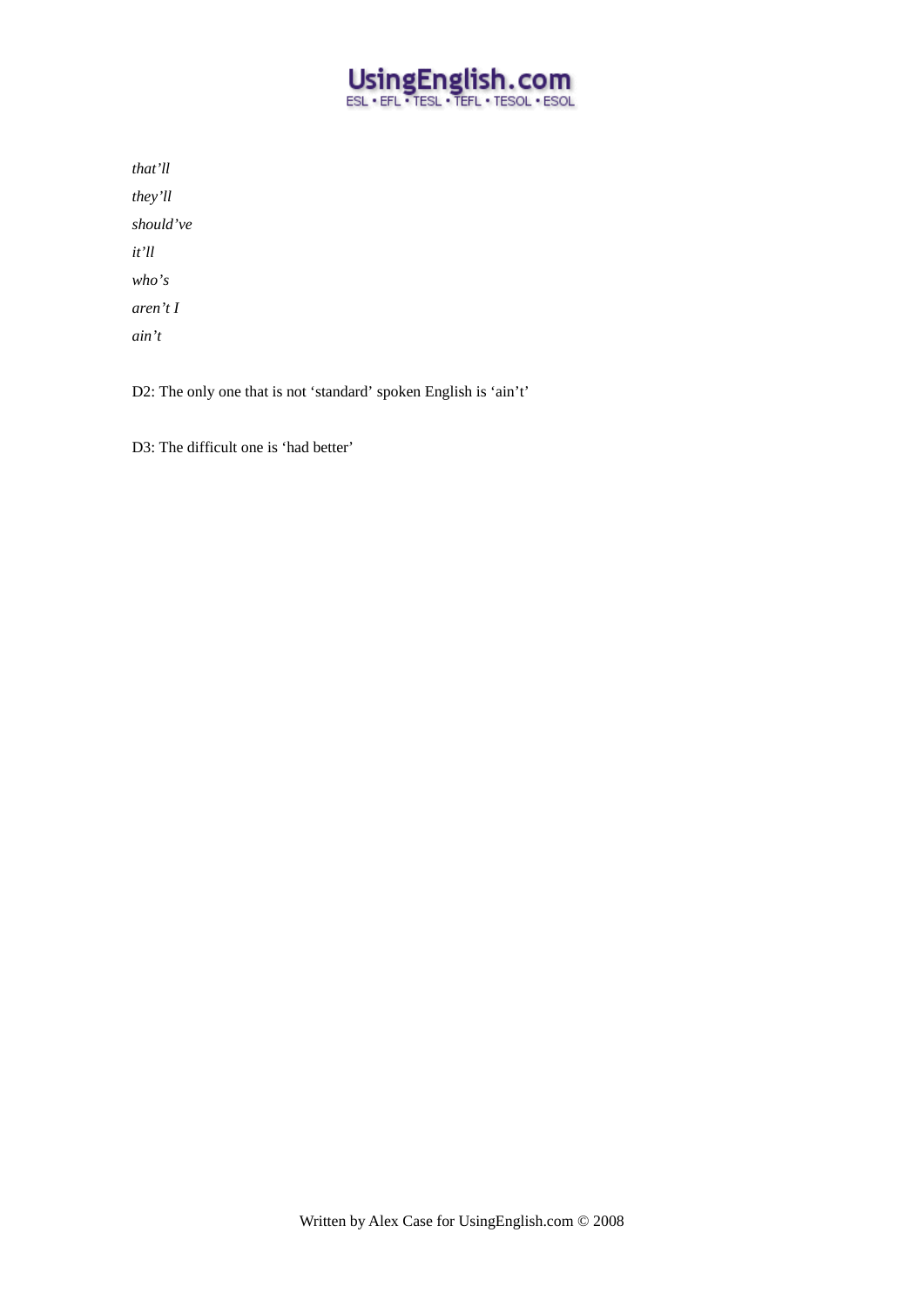*that'll*

*they'll*

*should've*

*it'll*

*who's*

*aren't I*

*ain't*

D2: The only one that is not 'standard' spoken English is 'ain't'

D3: The difficult one is 'had better'